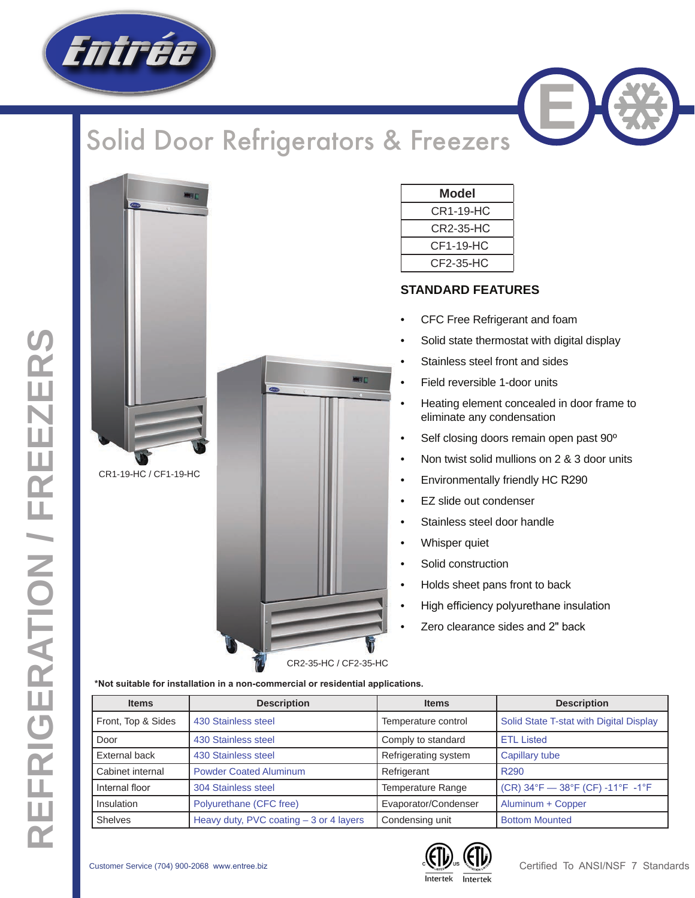# Solid Door Refrigerators & Freezers

REFRIGERATION / FREEZERS

| Model |
|---|
| CR1-19-HC |
| CR2-35-HC |
| CF1-19-HC |
| CF2-35-HC |

CR1-19-HC / CF1-19-HC

CR2-35-HC / CF2-35-HC

## STANDARD FEATURES

- CFC Free Refrigerant and foam
- Solid state thermostat with digital display
- Stainless steel front and sides
- Field reversible 1-door units
- Heating element concealed in door frame to eliminate any condensation
- Self closing doors remain open past 90º
- Non twist solid mullions on 2 & 3 door units
- Environmentally friendly HC R290
- EZ slide out condenser
- Stainless steel door handle
- Whisper quiet
- Solid construction
- Holds sheet pans front to back
- High efficiency polyurethane insulation
- Zero clearance sides and 2" back

**\*Not suitable for installation in a non-commercial or residential applications.**

| Items | Description | Items | Description |
|---|---|---|---|
| Front, Top & Sides | 430 Stainless steel | Temperature control | Solid State T-stat with Digital Display |
| Door | 430 Stainless steel | Comply to standard | ETL Listed |
| External back | 430 Stainless steel | Refrigerating system | Capillary tube |
| Cabinet internal | Powder Coated Aluminum | Refrigerant | R290 |
| Internal floor | 304 Stainless steel | Temperature Range | (CR) 34°F — 38°F (CF) -11°F -1°F |
| Insulation | Polyurethane (CFC free) | Evaporator/Condenser | Aluminum + Copper |
| Shelves | Heavy duty, PVC coating – 3 or 4 layers | Condensing unit | Bottom Mounted |

Customer Service (704) 900-2068 www.entree.biz

Intertek Intertek

Certified To ANSI/NSF 7 Standards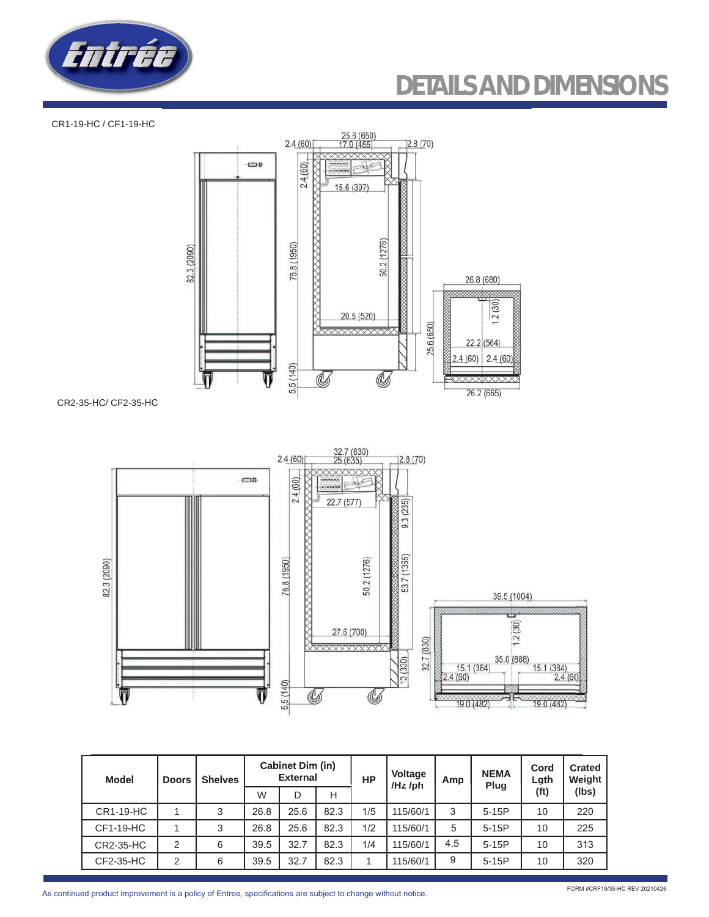# DETAILS AND DIMENSIONS

CR1-19-HC / CF1-19-HC

25.6 (650)
17.9 (455)
2.4 (60)
2.8 (70)
2.4 (60)
15.6 (397)
82.3 (2090)
76.8 (1950)
50.2 (1276)
20.5 (520)
5.5 (140)
26.8 (680)
1.2 (30)
25.6 (650)
22.2 (564)
2.4 (60)
2.4 (60)
26.2 (665)

CR2-35-HC/ CF2-35-HC

32.7 (830)
25 (635)
2.4 (60)
2.8 (70)
2.4 (60)
22.7 (577)
9.3 (235)
82.3 (2090)
76.8 (1950)
50.2 (1276)
53.7 (1365)
27.6 (700)
32.7 (830)
13 (330)
5.5 (140)
39.5 (1004)
1.2 (30)
35.0 (888)
15.1 (384)
15.1 (384)
2.4 (60)
2.4 (60)
19.0 (482)
19.0 (482)

| Model | Doors | Shelves | Cabinet Dim (in) External | | | HP | Voltage /Hz /ph | Amp | NEMA Plug | Cord Lgth (ft) | Crated Weight (lbs) |
|---|---|---|---|---|---|---|---|---|---|---|---|
| | | | W | D | H | | | | | | |
| CR1-19-HC | 1 | 3 | 26.8 | 25.6 | 82.3 | 1/5 | 115/60/1 | 3 | 5-15P | 10 | 220 |
| CF1-19-HC | 1 | 3 | 26.8 | 25.6 | 82.3 | 1/2 | 115/60/1 | 5 | 5-15P | 10 | 225 |
| CR2-35-HC | 2 | 6 | 39.5 | 32.7 | 82.3 | 1/4 | 115/60/1 | 4.5 | 5-15P | 10 | 313 |
| CF2-35-HC | 2 | 6 | 39.5 | 32.7 | 82.3 | 1 | 115/60/1 | 9 | 5-15P | 10 | 320 |

As continued product improvement is a policy of Entree, specifications are subject to change without notice.

FORM #CRF19/35-HC REV 20210426